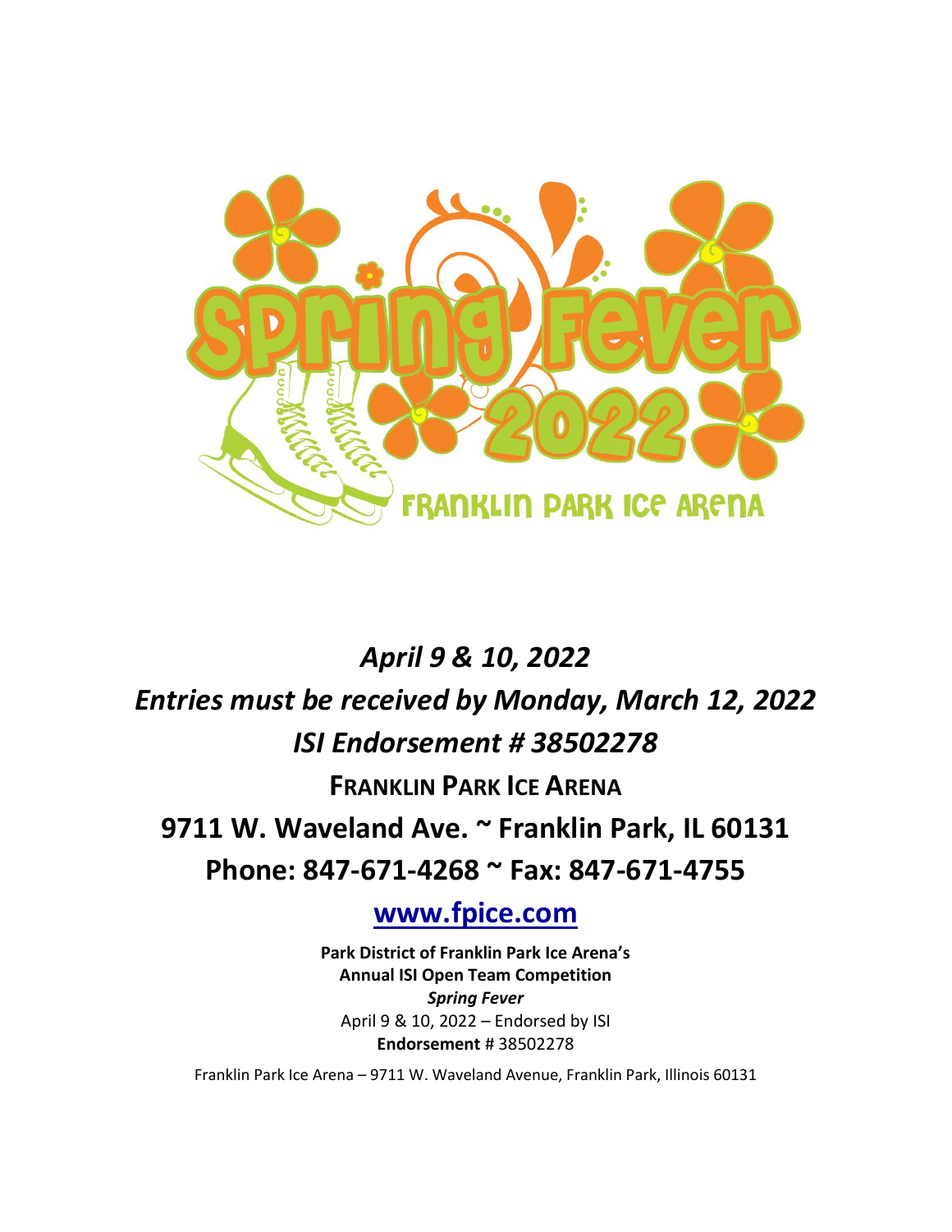# Spring Fever 2022

## Franklin Park Ice Arena

*April 9 & 10, 2022*

*Entries must be received by Monday, March 12, 2022*

*ISI Endorsement # 38502278*

**FRANKLIN PARK ICE ARENA**

**9711 W. Waveland Ave. ~ Franklin Park, IL 60131**

**Phone: 847-671-4268 ~ Fax: 847-671-4755**

**[www.fpice.com](http://www.fpice.com)**

**Park District of Franklin Park Ice Arena's**
**Annual ISI Open Team Competition**
***Spring Fever***
April 9 & 10, 2022 – Endorsed by ISI
**Endorsement** # 38502278

Franklin Park Ice Arena – 9711 W. Waveland Avenue, Franklin Park, Illinois 60131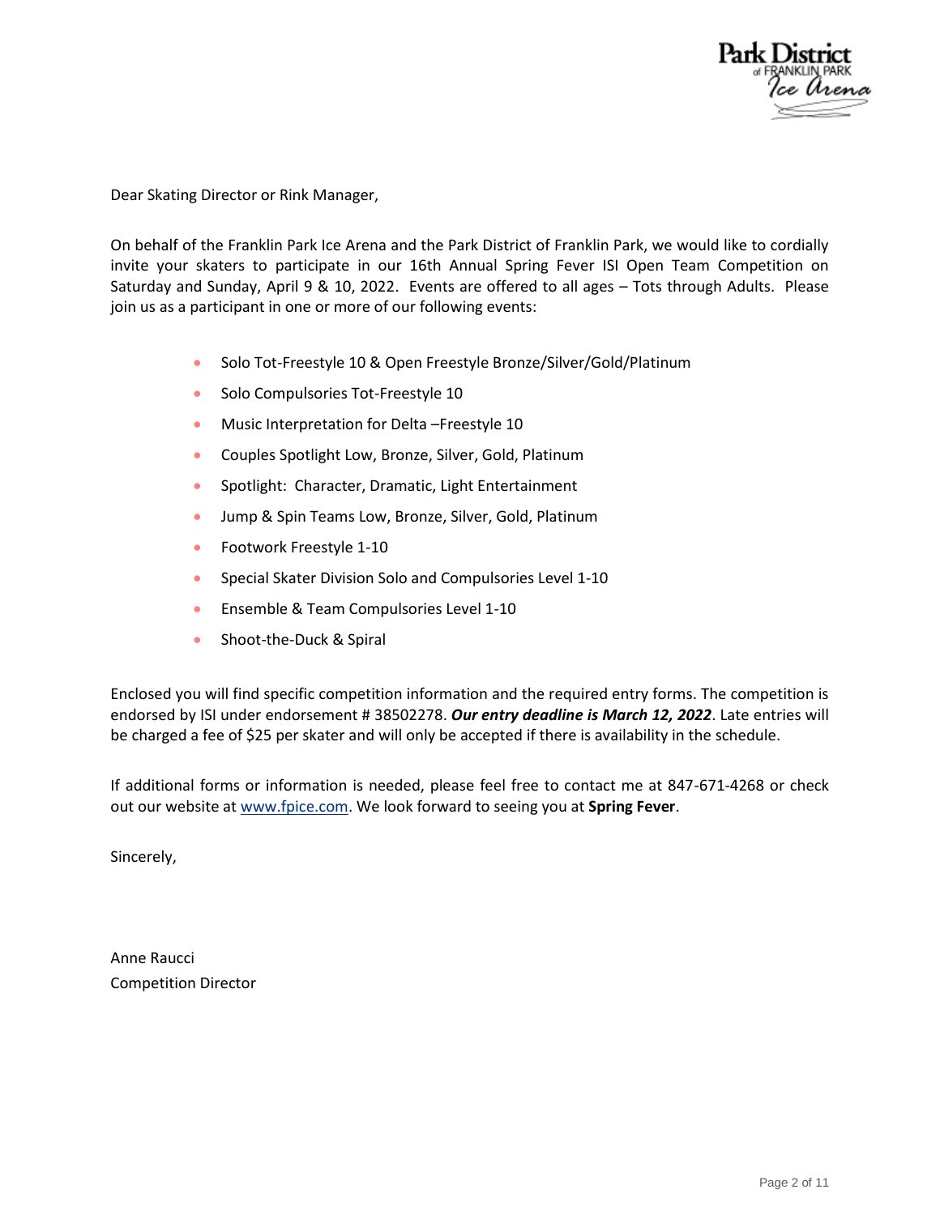Dear Skating Director or Rink Manager,

On behalf of the Franklin Park Ice Arena and the Park District of Franklin Park, we would like to cordially invite your skaters to participate in our 16th Annual Spring Fever ISI Open Team Competition on Saturday and Sunday, April 9 & 10, 2022. Events are offered to all ages – Tots through Adults. Please join us as a participant in one or more of our following events:

- Solo Tot-Freestyle 10 & Open Freestyle Bronze/Silver/Gold/Platinum
- Solo Compulsories Tot-Freestyle 10
- Music Interpretation for Delta –Freestyle 10
- Couples Spotlight Low, Bronze, Silver, Gold, Platinum
- Spotlight: Character, Dramatic, Light Entertainment
- Jump & Spin Teams Low, Bronze, Silver, Gold, Platinum
- Footwork Freestyle 1-10
- Special Skater Division Solo and Compulsories Level 1-10
- Ensemble & Team Compulsories Level 1-10
- Shoot-the-Duck & Spiral

Enclosed you will find specific competition information and the required entry forms. The competition is endorsed by ISI under endorsement # 38502278. ***Our entry deadline is March 12, 2022***. Late entries will be charged a fee of $25 per skater and will only be accepted if there is availability in the schedule.

If additional forms or information is needed, please feel free to contact me at 847-671-4268 or check out our website at [www.fpice.com](http://www.fpice.com). We look forward to seeing you at **Spring Fever**.

Sincerely,

Anne Raucci
Competition Director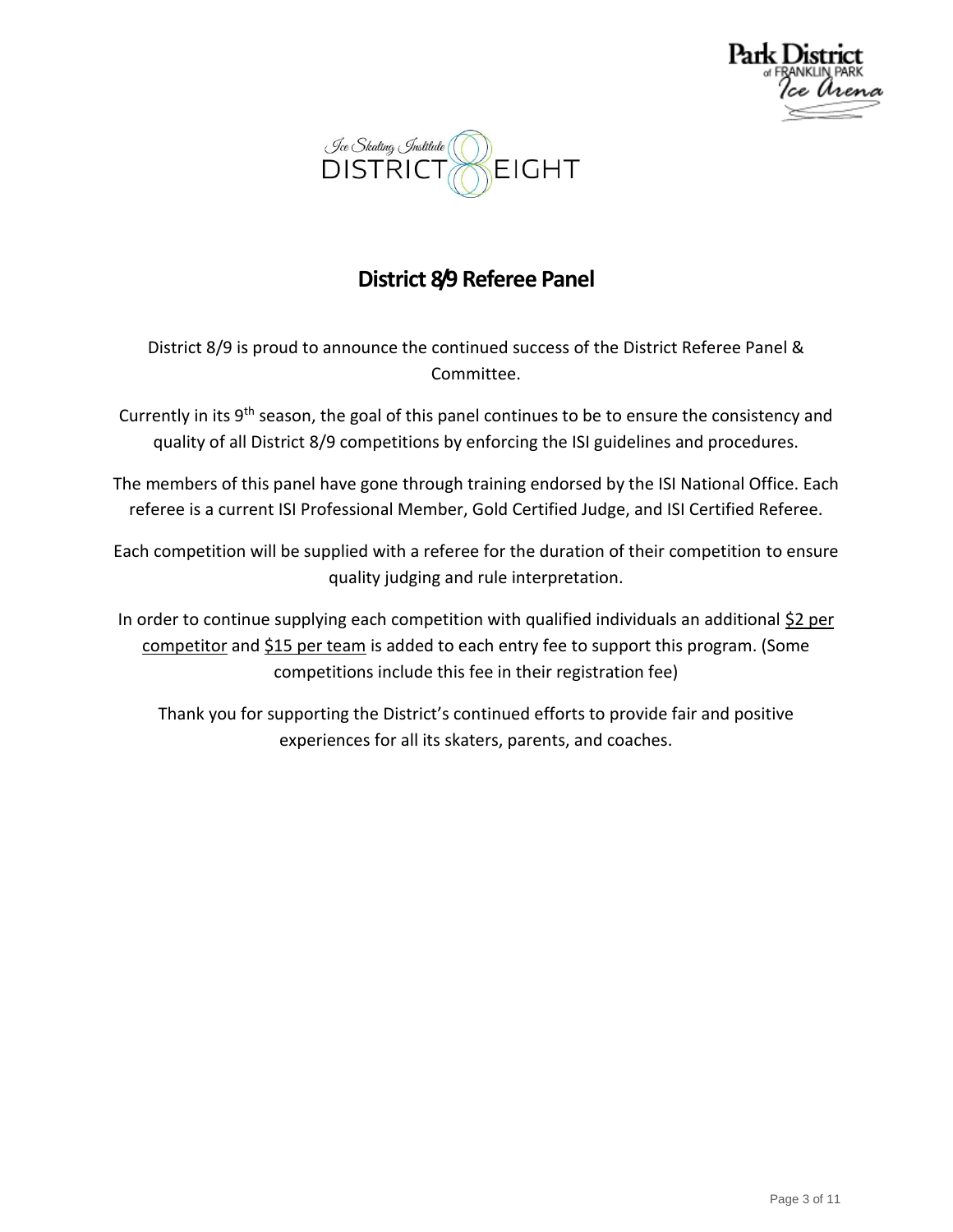# District 8/9 Referee Panel

District 8/9 is proud to announce the continued success of the District Referee Panel & Committee.

Currently in its 9th season, the goal of this panel continues to be to ensure the consistency and quality of all District 8/9 competitions by enforcing the ISI guidelines and procedures.

The members of this panel have gone through training endorsed by the ISI National Office. Each referee is a current ISI Professional Member, Gold Certified Judge, and ISI Certified Referee.

Each competition will be supplied with a referee for the duration of their competition to ensure quality judging and rule interpretation.

In order to continue supplying each competition with qualified individuals an additional $2 per competitor and $15 per team is added to each entry fee to support this program. (Some competitions include this fee in their registration fee)

Thank you for supporting the District's continued efforts to provide fair and positive experiences for all its skaters, parents, and coaches.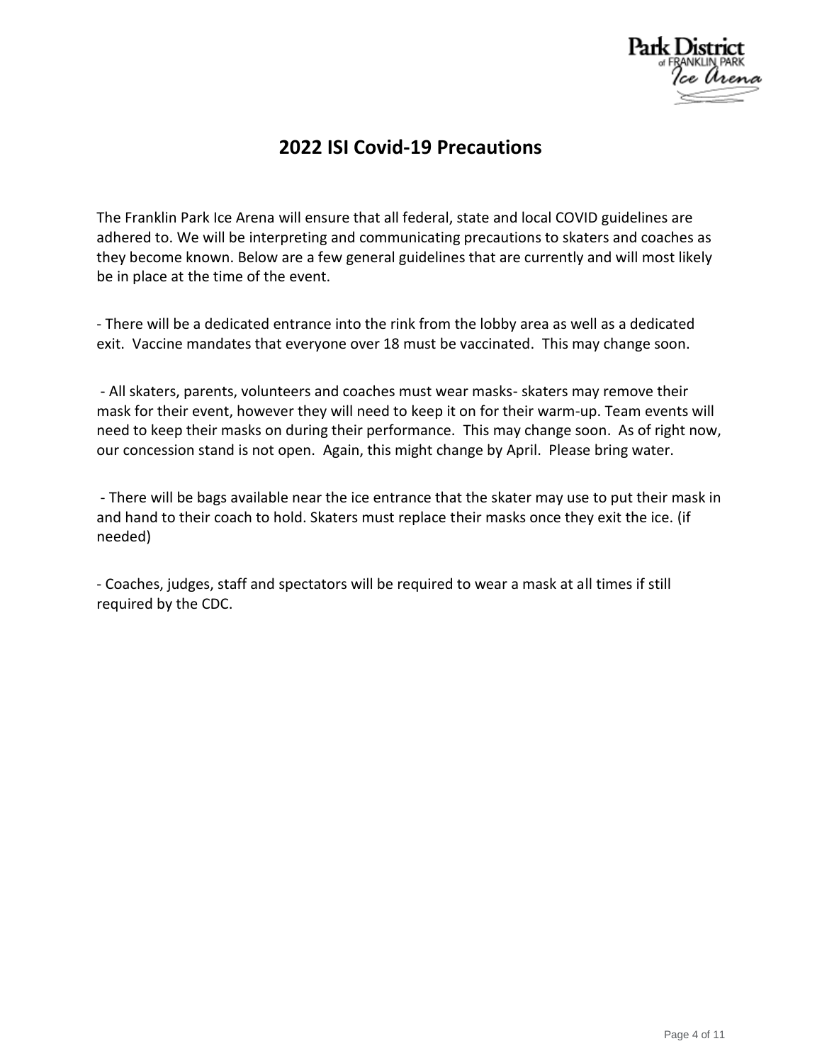# 2022 ISI Covid-19 Precautions

The Franklin Park Ice Arena will ensure that all federal, state and local COVID guidelines are adhered to. We will be interpreting and communicating precautions to skaters and coaches as they become known. Below are a few general guidelines that are currently and will most likely be in place at the time of the event.

- There will be a dedicated entrance into the rink from the lobby area as well as a dedicated exit. Vaccine mandates that everyone over 18 must be vaccinated. This may change soon.

- All skaters, parents, volunteers and coaches must wear masks- skaters may remove their mask for their event, however they will need to keep it on for their warm-up. Team events will need to keep their masks on during their performance. This may change soon. As of right now, our concession stand is not open. Again, this might change by April. Please bring water.

- There will be bags available near the ice entrance that the skater may use to put their mask in and hand to their coach to hold. Skaters must replace their masks once they exit the ice. (if needed)

- Coaches, judges, staff and spectators will be required to wear a mask at all times if still required by the CDC.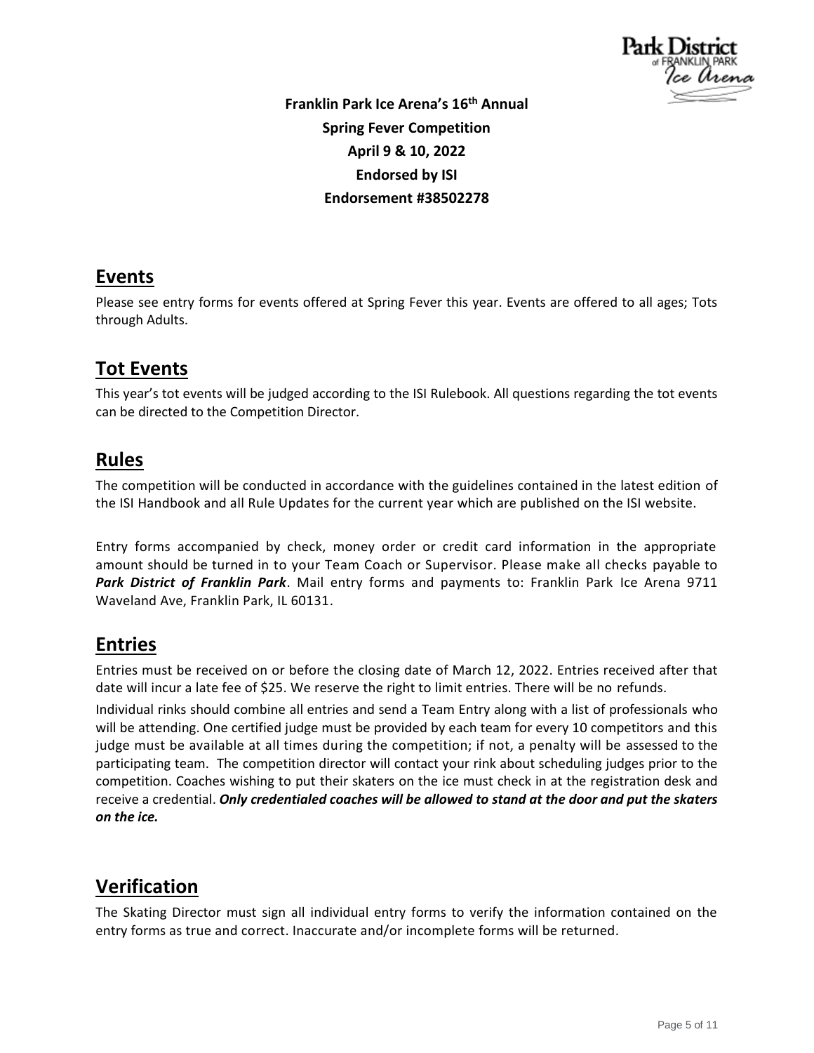**Franklin Park Ice Arena's 16th Annual**
**Spring Fever Competition**
**April 9 & 10, 2022**
**Endorsed by ISI**
**Endorsement #38502278**

## Events

Please see entry forms for events offered at Spring Fever this year. Events are offered to all ages; Tots through Adults.

## Tot Events

This year's tot events will be judged according to the ISI Rulebook. All questions regarding the tot events can be directed to the Competition Director.

## Rules

The competition will be conducted in accordance with the guidelines contained in the latest edition of the ISI Handbook and all Rule Updates for the current year which are published on the ISI website.

Entry forms accompanied by check, money order or credit card information in the appropriate amount should be turned in to your Team Coach or Supervisor. Please make all checks payable to ***Park District of Franklin Park***. Mail entry forms and payments to: Franklin Park Ice Arena 9711 Waveland Ave, Franklin Park, IL 60131.

## Entries

Entries must be received on or before the closing date of March 12, 2022. Entries received after that date will incur a late fee of $25. We reserve the right to limit entries. There will be no refunds.

Individual rinks should combine all entries and send a Team Entry along with a list of professionals who will be attending. One certified judge must be provided by each team for every 10 competitors and this judge must be available at all times during the competition; if not, a penalty will be assessed to the participating team. The competition director will contact your rink about scheduling judges prior to the competition. Coaches wishing to put their skaters on the ice must check in at the registration desk and receive a credential. ***Only credentialed coaches will be allowed to stand at the door and put the skaters on the ice.***

## Verification

The Skating Director must sign all individual entry forms to verify the information contained on the entry forms as true and correct. Inaccurate and/or incomplete forms will be returned.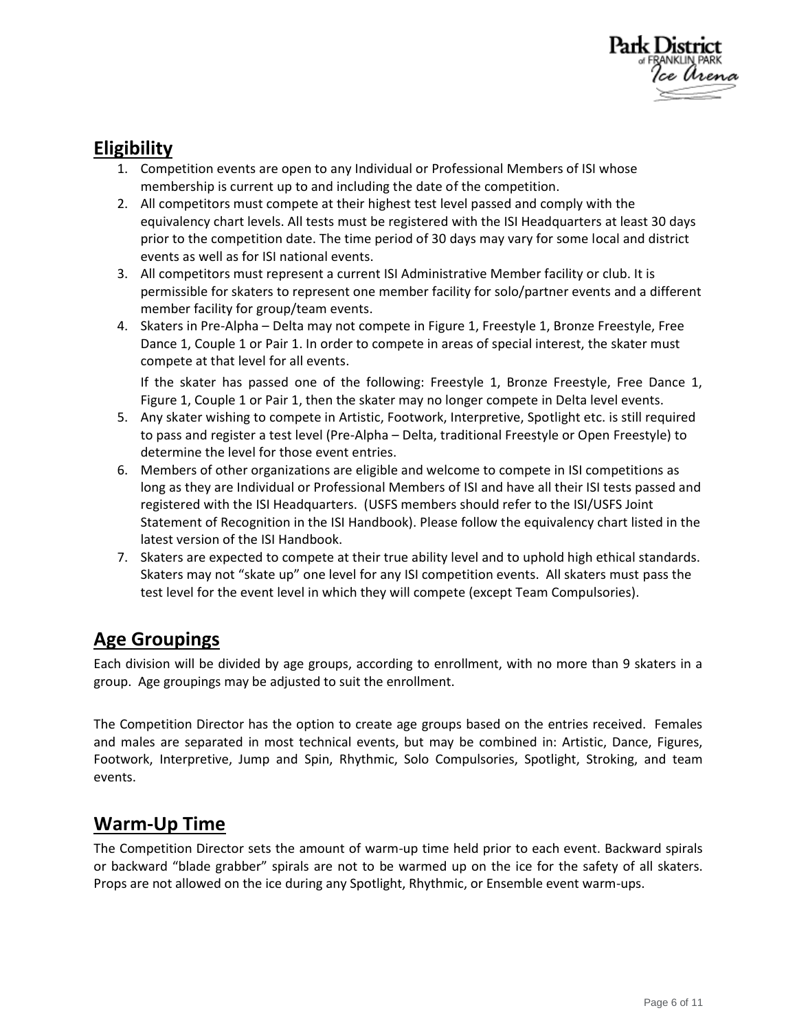## Eligibility

1. Competition events are open to any Individual or Professional Members of ISI whose membership is current up to and including the date of the competition.
2. All competitors must compete at their highest test level passed and comply with the equivalency chart levels. All tests must be registered with the ISI Headquarters at least 30 days prior to the competition date. The time period of 30 days may vary for some local and district events as well as for ISI national events.
3. All competitors must represent a current ISI Administrative Member facility or club. It is permissible for skaters to represent one member facility for solo/partner events and a different member facility for group/team events.
4. Skaters in Pre-Alpha – Delta may not compete in Figure 1, Freestyle 1, Bronze Freestyle, Free Dance 1, Couple 1 or Pair 1. In order to compete in areas of special interest, the skater must compete at that level for all events.

   If the skater has passed one of the following: Freestyle 1, Bronze Freestyle, Free Dance 1, Figure 1, Couple 1 or Pair 1, then the skater may no longer compete in Delta level events.
5. Any skater wishing to compete in Artistic, Footwork, Interpretive, Spotlight etc. is still required to pass and register a test level (Pre-Alpha – Delta, traditional Freestyle or Open Freestyle) to determine the level for those event entries.
6. Members of other organizations are eligible and welcome to compete in ISI competitions as long as they are Individual or Professional Members of ISI and have all their ISI tests passed and registered with the ISI Headquarters. (USFS members should refer to the ISI/USFS Joint Statement of Recognition in the ISI Handbook). Please follow the equivalency chart listed in the latest version of the ISI Handbook.
7. Skaters are expected to compete at their true ability level and to uphold high ethical standards. Skaters may not "skate up" one level for any ISI competition events. All skaters must pass the test level for the event level in which they will compete (except Team Compulsories).

## Age Groupings

Each division will be divided by age groups, according to enrollment, with no more than 9 skaters in a group. Age groupings may be adjusted to suit the enrollment.

The Competition Director has the option to create age groups based on the entries received. Females and males are separated in most technical events, but may be combined in: Artistic, Dance, Figures, Footwork, Interpretive, Jump and Spin, Rhythmic, Solo Compulsories, Spotlight, Stroking, and team events.

## Warm-Up Time

The Competition Director sets the amount of warm-up time held prior to each event. Backward spirals or backward "blade grabber" spirals are not to be warmed up on the ice for the safety of all skaters. Props are not allowed on the ice during any Spotlight, Rhythmic, or Ensemble event warm-ups.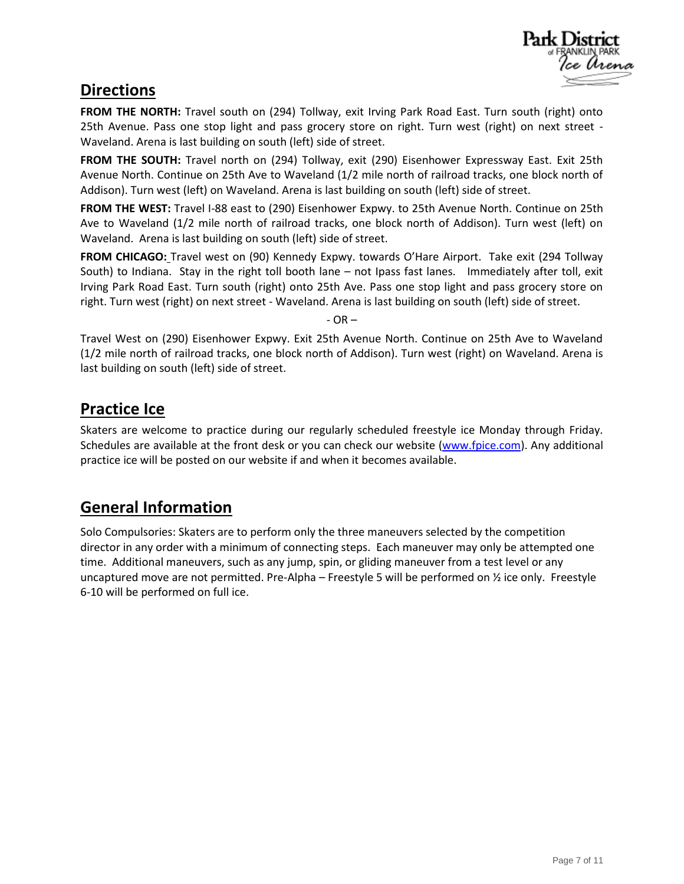## Directions

**FROM THE NORTH:** Travel south on (294) Tollway, exit Irving Park Road East. Turn south (right) onto 25th Avenue. Pass one stop light and pass grocery store on right. Turn west (right) on next street - Waveland. Arena is last building on south (left) side of street.

**FROM THE SOUTH:** Travel north on (294) Tollway, exit (290) Eisenhower Expressway East. Exit 25th Avenue North. Continue on 25th Ave to Waveland (1/2 mile north of railroad tracks, one block north of Addison). Turn west (left) on Waveland. Arena is last building on south (left) side of street.

**FROM THE WEST:** Travel I-88 east to (290) Eisenhower Expwy. to 25th Avenue North. Continue on 25th Ave to Waveland (1/2 mile north of railroad tracks, one block north of Addison). Turn west (left) on Waveland. Arena is last building on south (left) side of street.

**FROM CHICAGO:** Travel west on (90) Kennedy Expwy. towards O'Hare Airport. Take exit (294 Tollway South) to Indiana. Stay in the right toll booth lane – not Ipass fast lanes. Immediately after toll, exit Irving Park Road East. Turn south (right) onto 25th Ave. Pass one stop light and pass grocery store on right. Turn west (right) on next street - Waveland. Arena is last building on south (left) side of street.

- OR –

Travel West on (290) Eisenhower Expwy. Exit 25th Avenue North. Continue on 25th Ave to Waveland (1/2 mile north of railroad tracks, one block north of Addison). Turn west (right) on Waveland. Arena is last building on south (left) side of street.

## Practice Ice

Skaters are welcome to practice during our regularly scheduled freestyle ice Monday through Friday. Schedules are available at the front desk or you can check our website (www.fpice.com). Any additional practice ice will be posted on our website if and when it becomes available.

## General Information

Solo Compulsories: Skaters are to perform only the three maneuvers selected by the competition director in any order with a minimum of connecting steps. Each maneuver may only be attempted one time. Additional maneuvers, such as any jump, spin, or gliding maneuver from a test level or any uncaptured move are not permitted. Pre-Alpha – Freestyle 5 will be performed on ½ ice only. Freestyle 6-10 will be performed on full ice.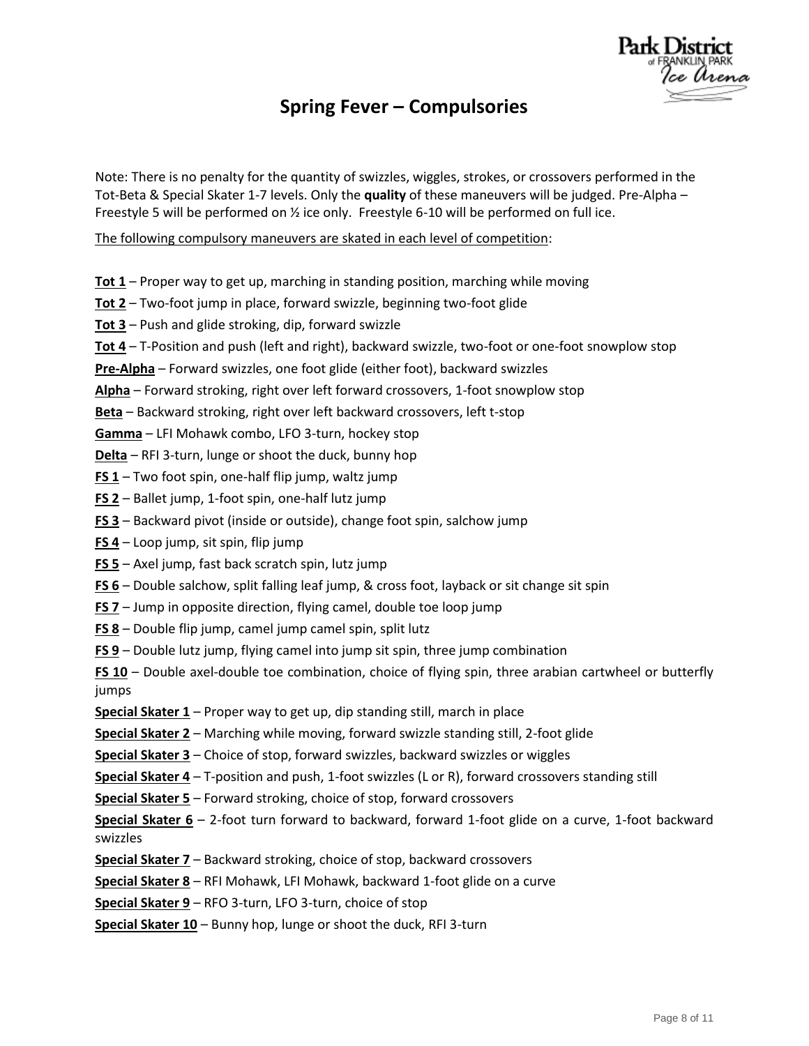# Spring Fever – Compulsories

Note: There is no penalty for the quantity of swizzles, wiggles, strokes, or crossovers performed in the Tot-Beta & Special Skater 1-7 levels. Only the **quality** of these maneuvers will be judged. Pre-Alpha – Freestyle 5 will be performed on ½ ice only. Freestyle 6-10 will be performed on full ice.

<u>The following compulsory maneuvers are skated in each level of competition</u>:

**<u>Tot 1</u>** – Proper way to get up, marching in standing position, marching while moving

**<u>Tot 2</u>** – Two-foot jump in place, forward swizzle, beginning two-foot glide

**<u>Tot 3</u>** – Push and glide stroking, dip, forward swizzle

**<u>Tot 4</u>** – T-Position and push (left and right), backward swizzle, two-foot or one-foot snowplow stop

**<u>Pre-Alpha</u>** – Forward swizzles, one foot glide (either foot), backward swizzles

**<u>Alpha</u>** – Forward stroking, right over left forward crossovers, 1-foot snowplow stop

**<u>Beta</u>** – Backward stroking, right over left backward crossovers, left t-stop

**<u>Gamma</u>** – LFI Mohawk combo, LFO 3-turn, hockey stop

**<u>Delta</u>** – RFI 3-turn, lunge or shoot the duck, bunny hop

**<u>FS 1</u>** – Two foot spin, one-half flip jump, waltz jump

**<u>FS 2</u>** – Ballet jump, 1-foot spin, one-half lutz jump

**<u>FS 3</u>** – Backward pivot (inside or outside), change foot spin, salchow jump

**<u>FS 4</u>** – Loop jump, sit spin, flip jump

**<u>FS 5</u>** – Axel jump, fast back scratch spin, lutz jump

**<u>FS 6</u>** – Double salchow, split falling leaf jump, & cross foot, layback or sit change sit spin

**<u>FS 7</u>** – Jump in opposite direction, flying camel, double toe loop jump

**<u>FS 8</u>** – Double flip jump, camel jump camel spin, split lutz

**<u>FS 9</u>** – Double lutz jump, flying camel into jump sit spin, three jump combination

**<u>FS 10</u>** – Double axel-double toe combination, choice of flying spin, three arabian cartwheel or butterfly jumps

**<u>Special Skater 1</u>** – Proper way to get up, dip standing still, march in place

**<u>Special Skater 2</u>** – Marching while moving, forward swizzle standing still, 2-foot glide

**<u>Special Skater 3</u>** – Choice of stop, forward swizzles, backward swizzles or wiggles

**<u>Special Skater 4</u>** – T-position and push, 1-foot swizzles (L or R), forward crossovers standing still

**<u>Special Skater 5</u>** – Forward stroking, choice of stop, forward crossovers

**<u>Special Skater 6</u>** – 2-foot turn forward to backward, forward 1-foot glide on a curve, 1-foot backward swizzles

**<u>Special Skater 7</u>** – Backward stroking, choice of stop, backward crossovers

**<u>Special Skater 8</u>** – RFI Mohawk, LFI Mohawk, backward 1-foot glide on a curve

**<u>Special Skater 9</u>** – RFO 3-turn, LFO 3-turn, choice of stop

**<u>Special Skater 10</u>** – Bunny hop, lunge or shoot the duck, RFI 3-turn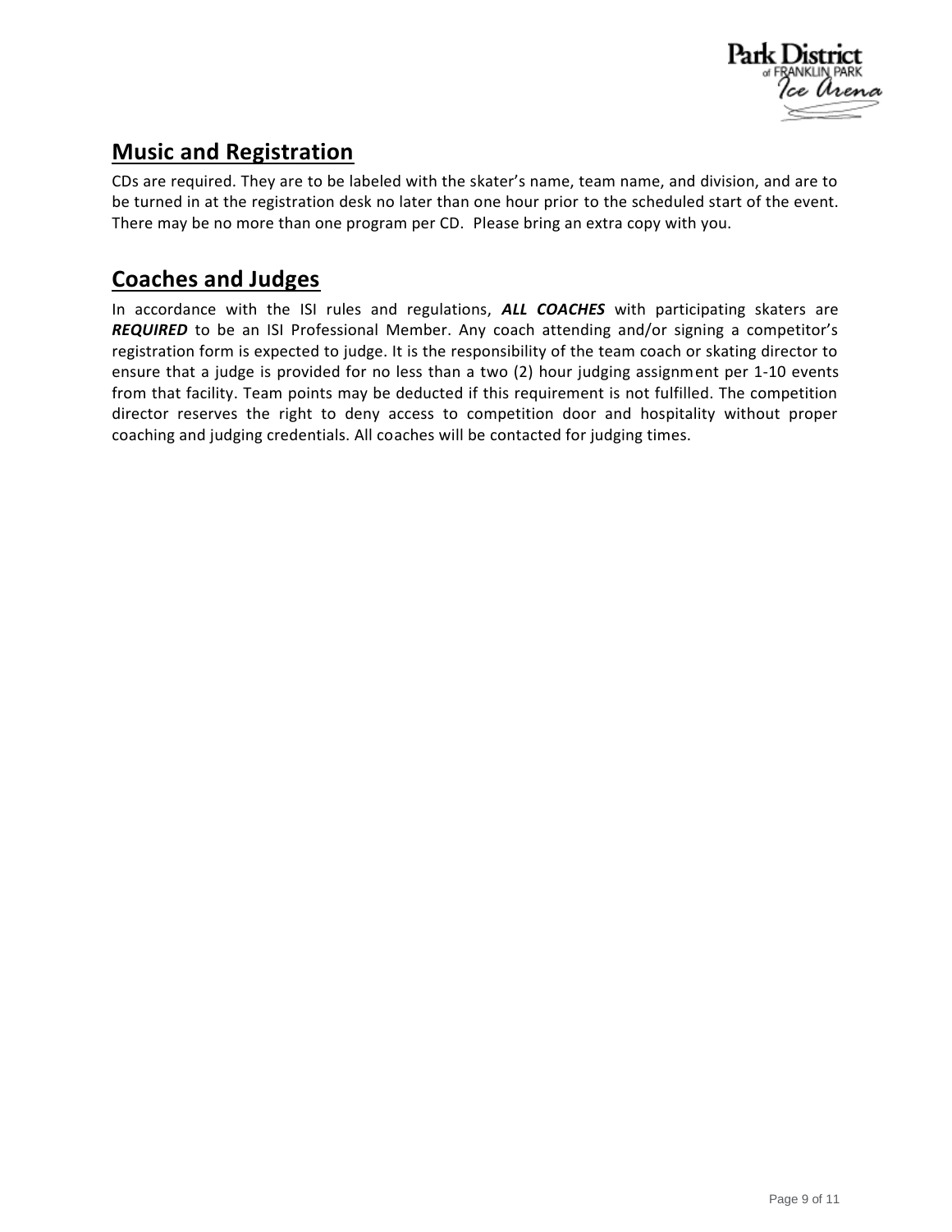## Music and Registration

CDs are required. They are to be labeled with the skater's name, team name, and division, and are to be turned in at the registration desk no later than one hour prior to the scheduled start of the event. There may be no more than one program per CD. Please bring an extra copy with you.

## Coaches and Judges

In accordance with the ISI rules and regulations, ***ALL COACHES*** with participating skaters are ***REQUIRED*** to be an ISI Professional Member. Any coach attending and/or signing a competitor's registration form is expected to judge. It is the responsibility of the team coach or skating director to ensure that a judge is provided for no less than a two (2) hour judging assignment per 1-10 events from that facility. Team points may be deducted if this requirement is not fulfilled. The competition director reserves the right to deny access to competition door and hospitality without proper coaching and judging credentials. All coaches will be contacted for judging times.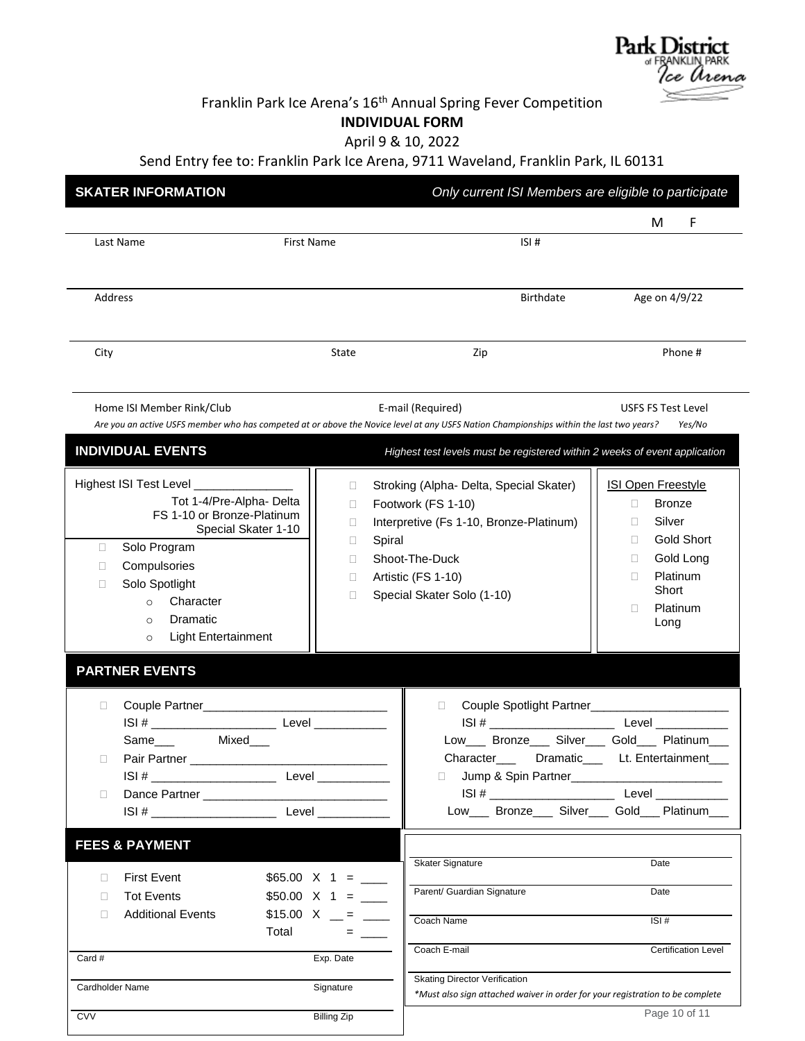Park District of Franklin Park Ice Arena

Franklin Park Ice Arena's 16th Annual Spring Fever Competition

**INDIVIDUAL FORM**

April 9 & 10, 2022

Send Entry fee to: Franklin Park Ice Arena, 9711 Waveland, Franklin Park, IL 60131

## SKATER INFORMATION

*Only current ISI Members are eligible to participate*

| Last Name | First Name | ISI # | M F |
|---|---|---|---|

| Address | Birthdate | Age on 4/9/22 |
|---|---|---|

| City | State | Zip | Phone # |
|---|---|---|---|

| Home ISI Member Rink/Club | E-mail (Required) | USFS FS Test Level |
|---|---|---|

*Are you an active USFS member who has competed at or above the Novice level at any USFS Nation Championships within the last two years? Yes/No*

## INDIVIDUAL EVENTS

*Highest test levels must be registered within 2 weeks of event application*

Highest ISI Test Level _______________

Tot 1-4/Pre-Alpha- Delta
FS 1-10 or Bronze-Platinum
Special Skater 1-10

- ☐ Solo Program
- ☐ Compulsories
- ☐ Solo Spotlight
  - Character
  - Dramatic
  - Light Entertainment

- ☐ Stroking (Alpha- Delta, Special Skater)
- ☐ Footwork (FS 1-10)
- ☐ Interpretive (Fs 1-10, Bronze-Platinum)
- ☐ Spiral
- ☐ Shoot-The-Duck
- ☐ Artistic (FS 1-10)
- ☐ Special Skater Solo (1-10)

ISI Open Freestyle

- ☐ Bronze
- ☐ Silver
- ☐ Gold Short
- ☐ Gold Long
- ☐ Platinum Short
- ☐ Platinum Long

## PARTNER EVENTS

- ☐ Couple Partner____________________________
  ISI # ___________________ Level ___________
  Same___ Mixed___
- ☐ Pair Partner ______________________________
  ISI # ___________________ Level ___________
- ☐ Dance Partner ____________________________
  ISI # ___________________ Level ___________

- ☐ Couple Spotlight Partner_____________________
  ISI # ___________________ Level ___________
  Low___ Bronze___ Silver___ Gold___ Platinum___
  Character___ Dramatic___ Lt. Entertainment___
- ☐ Jump & Spin Partner_______________________
  ISI # ___________________ Level ___________
  Low___ Bronze___ Silver___ Gold___ Platinum___

## FEES & PAYMENT

| | | |
|---|---|---|
| ☐ First Event | $65.00 X 1 = | ____ |
| ☐ Tot Events | $50.00 X 1 = | ____ |
| ☐ Additional Events | $15.00 X __ = | ____ |
| | Total = | ____ |

| Card # | Exp. Date |
|---|---|
| Cardholder Name | Signature |
| CVV | Billing Zip |

| Skater Signature | Date |
|---|---|
| Parent/ Guardian Signature | Date |
| Coach Name | ISI # |
| Coach E-mail | Certification Level |
| Skating Director Verification | |

*\*Must also sign attached waiver in order for your registration to be complete*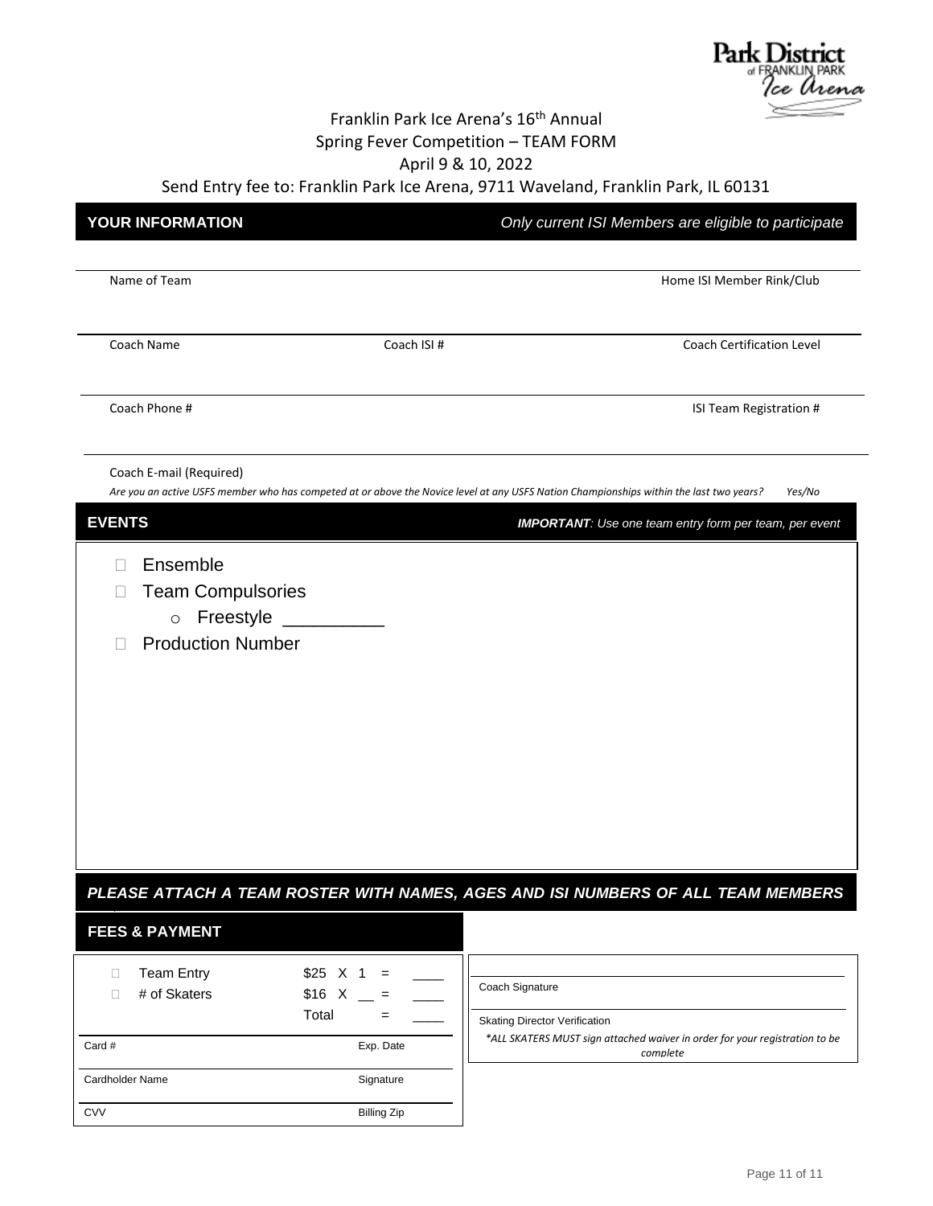Franklin Park Ice Arena's 16th Annual
Spring Fever Competition – TEAM FORM
April 9 & 10, 2022
Send Entry fee to: Franklin Park Ice Arena, 9711 Waveland, Franklin Park, IL 60131

## YOUR INFORMATION

*Only current ISI Members are eligible to participate*

Name of Team | Home ISI Member Rink/Club

Coach Name | Coach ISI # | Coach Certification Level

Coach Phone # | ISI Team Registration #

Coach E-mail (Required)

*Are you an active USFS member who has competed at or above the Novice level at any USFS Nation Championships within the last two years?* *Yes/No*

## EVENTS

***IMPORTANT**: Use one team entry form per team, per event*

- ☐ Ensemble
- ☐ Team Compulsories
  - Freestyle __________
- ☐ Production Number

***PLEASE ATTACH A TEAM ROSTER WITH NAMES, AGES AND ISI NUMBERS OF ALL TEAM MEMBERS***

## FEES & PAYMENT

| | | |
|---|---|---|
| ☐ Team Entry | $25 X 1 = | ____ |
| ☐ # of Skaters | $16 X __ = | ____ |
| | Total = | ____ |

Card # | Exp. Date

Cardholder Name | Signature

CVV | Billing Zip

Coach Signature

Skating Director Verification

*\*ALL SKATERS MUST sign attached waiver in order for your registration to be complete*